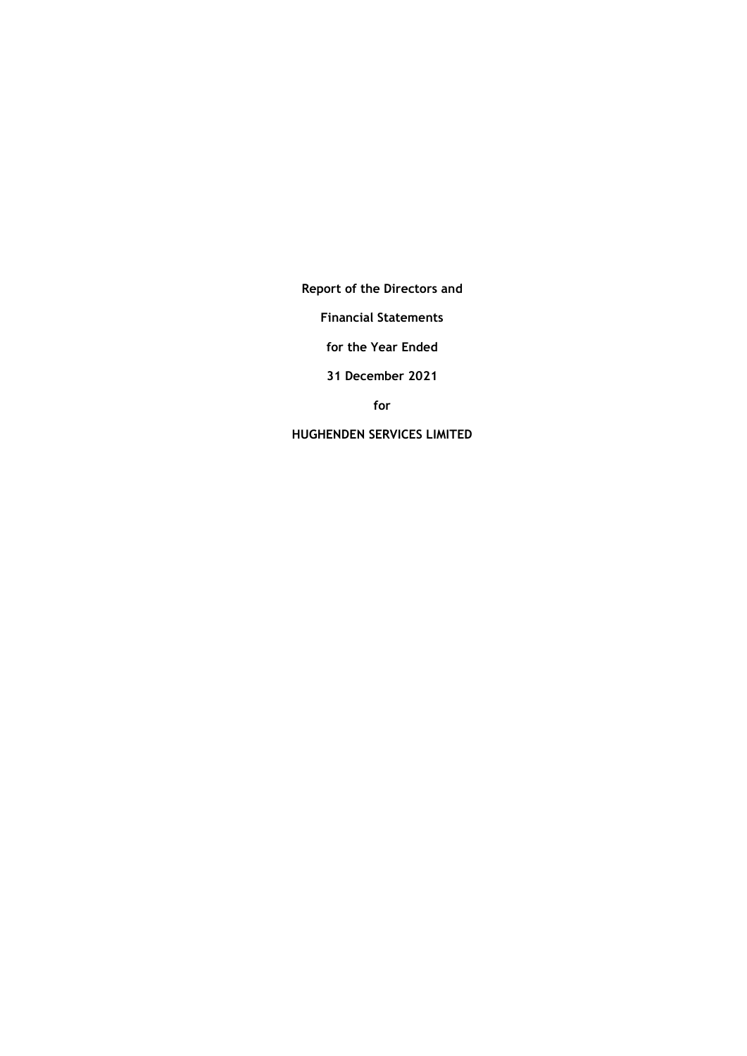**Report of the Directors and**

**Financial Statements**

**for the Year Ended**

**31 December 2021**

**for**

**HUGHENDEN SERVICES LIMITED**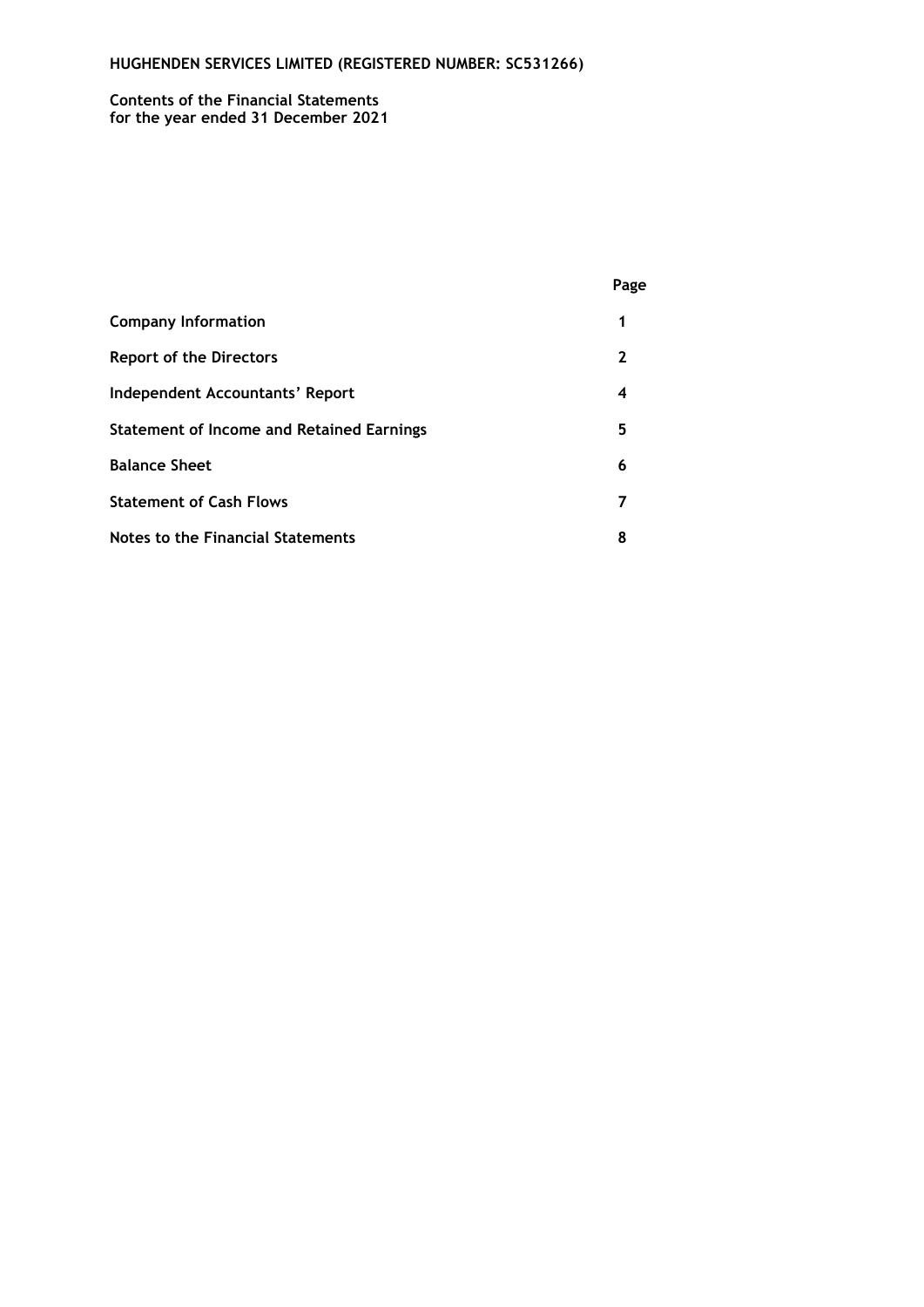**HUGHENDEN SERVICES LIMITED (REGISTERED NUMBER: SC531266)**

**Contents of the Financial Statements**
**for the year ended 31 December 2021**

| | Page |
|---|---|
| **Company Information** | **1** |
| **Report of the Directors** | **2** |
| **Independent Accountants' Report** | **4** |
| **Statement of Income and Retained Earnings** | **5** |
| **Balance Sheet** | **6** |
| **Statement of Cash Flows** | **7** |
| **Notes to the Financial Statements** | **8** |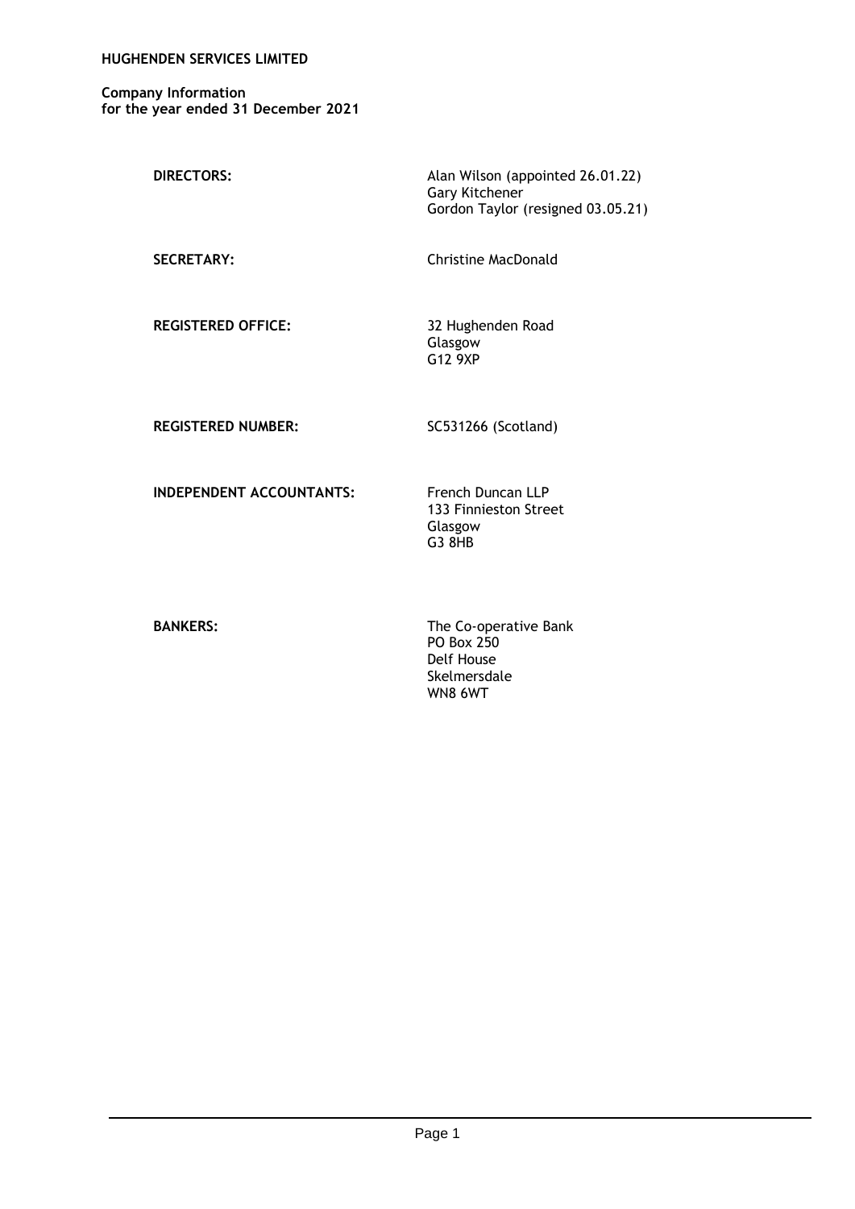**HUGHENDEN SERVICES LIMITED**

**Company Information**
**for the year ended 31 December 2021**

| | |
|---|---|
| **DIRECTORS:** | Alan Wilson (appointed 26.01.22)<br>Gary Kitchener<br>Gordon Taylor (resigned 03.05.21) |
| **SECRETARY:** | Christine MacDonald |
| **REGISTERED OFFICE:** | 32 Hughenden Road<br>Glasgow<br>G12 9XP |
| **REGISTERED NUMBER:** | SC531266 (Scotland) |
| **INDEPENDENT ACCOUNTANTS:** | French Duncan LLP<br>133 Finnieston Street<br>Glasgow<br>G3 8HB |
| **BANKERS:** | The Co-operative Bank<br>PO Box 250<br>Delf House<br>Skelmersdale<br>WN8 6WT |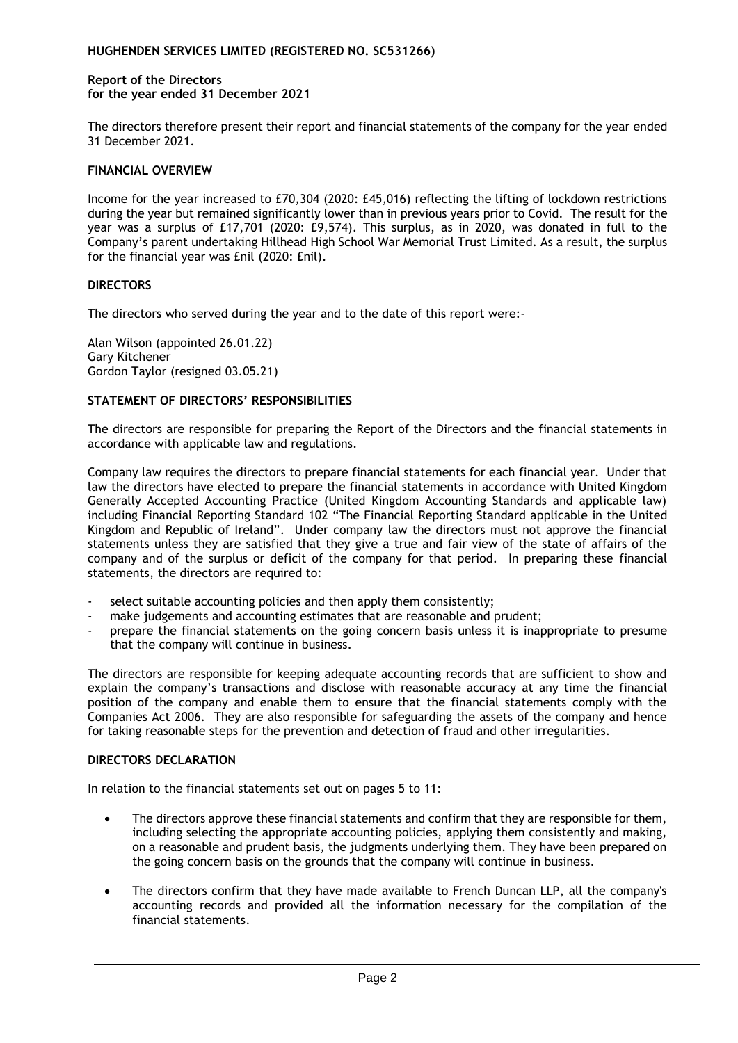**HUGHENDEN SERVICES LIMITED (REGISTERED NO. SC531266)**

**Report of the Directors**
**for the year ended 31 December 2021**

The directors therefore present their report and financial statements of the company for the year ended 31 December 2021.

**FINANCIAL OVERVIEW**

Income for the year increased to £70,304 (2020: £45,016) reflecting the lifting of lockdown restrictions during the year but remained significantly lower than in previous years prior to Covid. The result for the year was a surplus of £17,701 (2020: £9,574). This surplus, as in 2020, was donated in full to the Company's parent undertaking Hillhead High School War Memorial Trust Limited. As a result, the surplus for the financial year was £nil (2020: £nil).

**DIRECTORS**

The directors who served during the year and to the date of this report were:-

Alan Wilson (appointed 26.01.22)
Gary Kitchener
Gordon Taylor (resigned 03.05.21)

**STATEMENT OF DIRECTORS' RESPONSIBILITIES**

The directors are responsible for preparing the Report of the Directors and the financial statements in accordance with applicable law and regulations.

Company law requires the directors to prepare financial statements for each financial year. Under that law the directors have elected to prepare the financial statements in accordance with United Kingdom Generally Accepted Accounting Practice (United Kingdom Accounting Standards and applicable law) including Financial Reporting Standard 102 "The Financial Reporting Standard applicable in the United Kingdom and Republic of Ireland". Under company law the directors must not approve the financial statements unless they are satisfied that they give a true and fair view of the state of affairs of the company and of the surplus or deficit of the company for that period. In preparing these financial statements, the directors are required to:

- select suitable accounting policies and then apply them consistently;
- make judgements and accounting estimates that are reasonable and prudent;
- prepare the financial statements on the going concern basis unless it is inappropriate to presume that the company will continue in business.

The directors are responsible for keeping adequate accounting records that are sufficient to show and explain the company's transactions and disclose with reasonable accuracy at any time the financial position of the company and enable them to ensure that the financial statements comply with the Companies Act 2006. They are also responsible for safeguarding the assets of the company and hence for taking reasonable steps for the prevention and detection of fraud and other irregularities.

**DIRECTORS DECLARATION**

In relation to the financial statements set out on pages 5 to 11:

- The directors approve these financial statements and confirm that they are responsible for them, including selecting the appropriate accounting policies, applying them consistently and making, on a reasonable and prudent basis, the judgments underlying them. They have been prepared on the going concern basis on the grounds that the company will continue in business.
- The directors confirm that they have made available to French Duncan LLP, all the company's accounting records and provided all the information necessary for the compilation of the financial statements.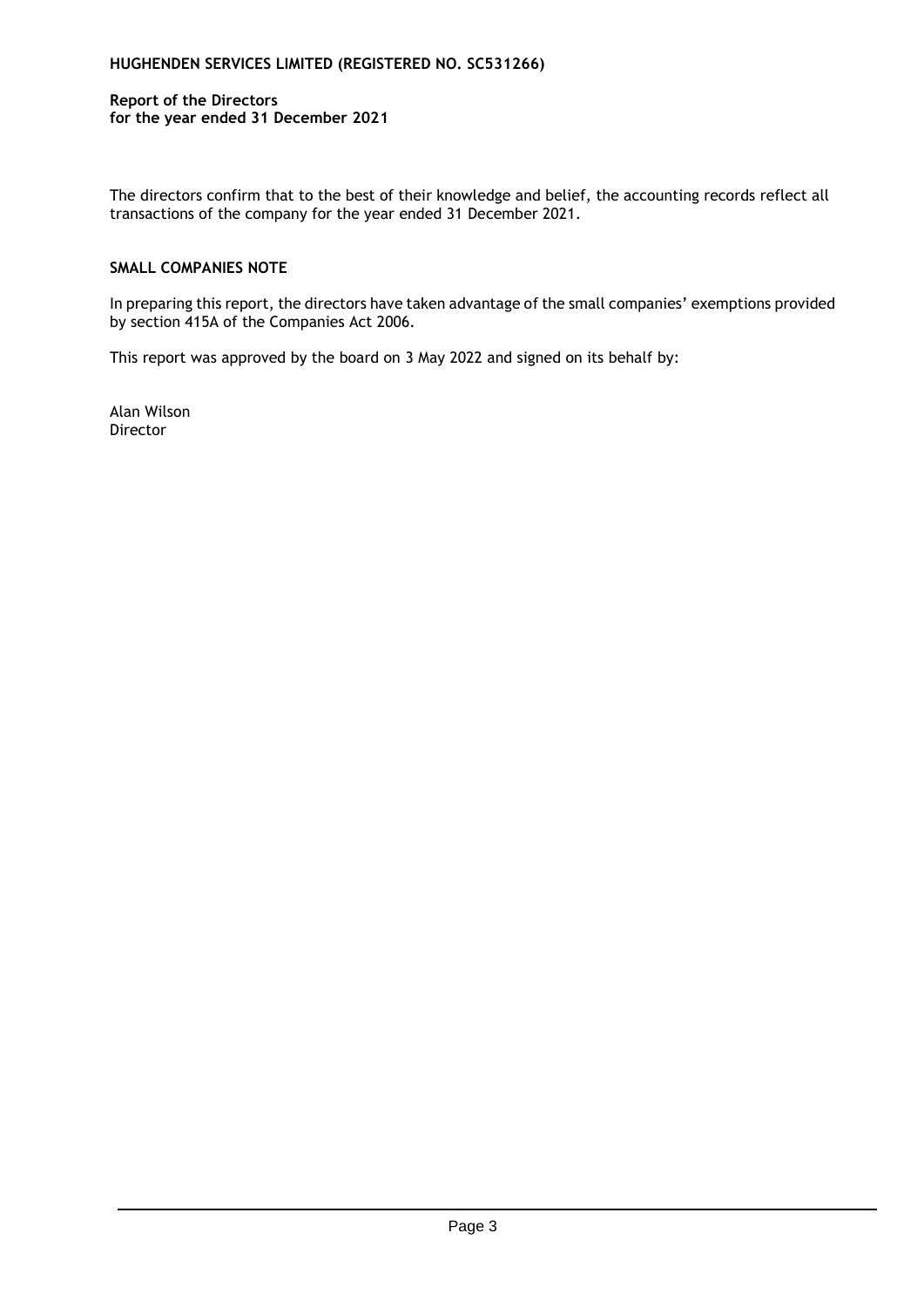**HUGHENDEN SERVICES LIMITED (REGISTERED NO. SC531266)**

**Report of the Directors**
**for the year ended 31 December 2021**

The directors confirm that to the best of their knowledge and belief, the accounting records reflect all transactions of the company for the year ended 31 December 2021.

**SMALL COMPANIES NOTE**

In preparing this report, the directors have taken advantage of the small companies' exemptions provided by section 415A of the Companies Act 2006.

This report was approved by the board on 3 May 2022 and signed on its behalf by:

Alan Wilson
Director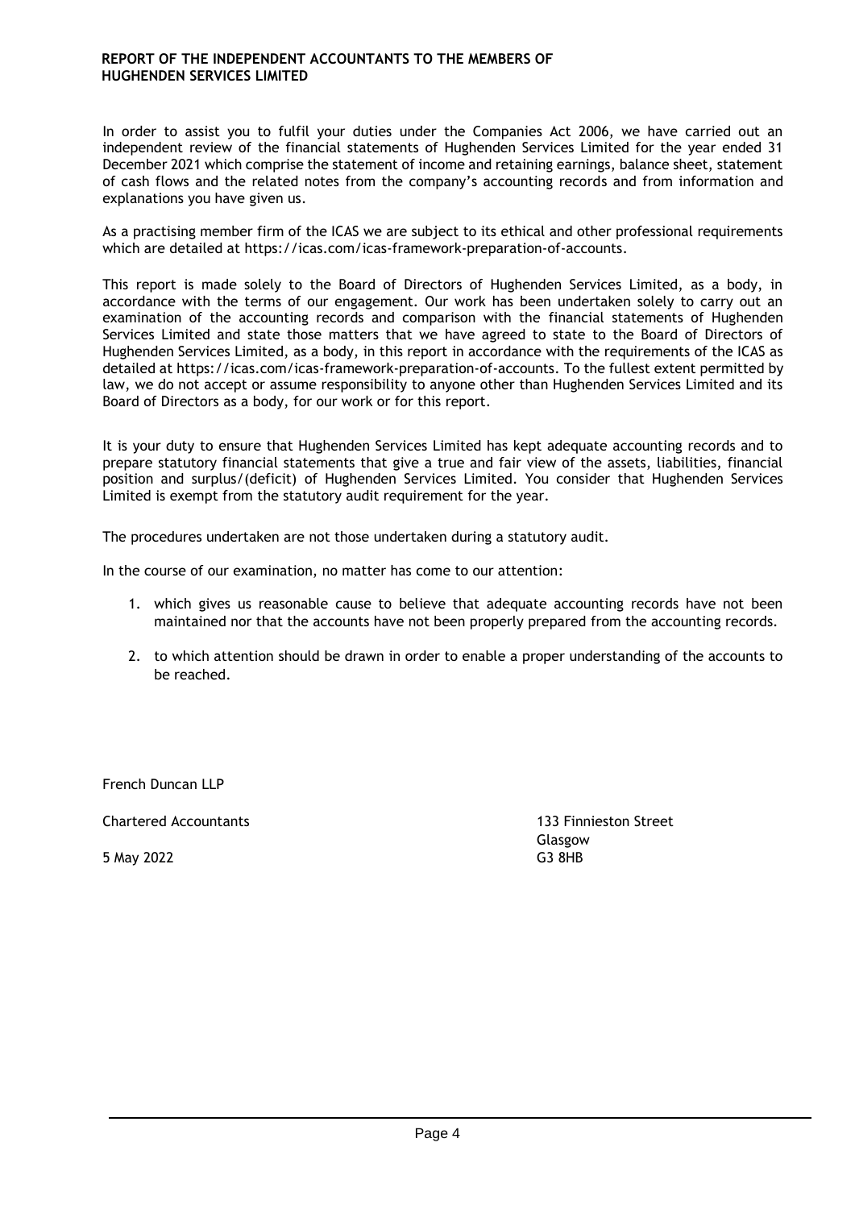# REPORT OF THE INDEPENDENT ACCOUNTANTS TO THE MEMBERS OF HUGHENDEN SERVICES LIMITED

In order to assist you to fulfil your duties under the Companies Act 2006, we have carried out an independent review of the financial statements of Hughenden Services Limited for the year ended 31 December 2021 which comprise the statement of income and retaining earnings, balance sheet, statement of cash flows and the related notes from the company's accounting records and from information and explanations you have given us.

As a practising member firm of the ICAS we are subject to its ethical and other professional requirements which are detailed at https://icas.com/icas-framework-preparation-of-accounts.

This report is made solely to the Board of Directors of Hughenden Services Limited, as a body, in accordance with the terms of our engagement. Our work has been undertaken solely to carry out an examination of the accounting records and comparison with the financial statements of Hughenden Services Limited and state those matters that we have agreed to state to the Board of Directors of Hughenden Services Limited, as a body, in this report in accordance with the requirements of the ICAS as detailed at https://icas.com/icas-framework-preparation-of-accounts. To the fullest extent permitted by law, we do not accept or assume responsibility to anyone other than Hughenden Services Limited and its Board of Directors as a body, for our work or for this report.

It is your duty to ensure that Hughenden Services Limited has kept adequate accounting records and to prepare statutory financial statements that give a true and fair view of the assets, liabilities, financial position and surplus/(deficit) of Hughenden Services Limited. You consider that Hughenden Services Limited is exempt from the statutory audit requirement for the year.

The procedures undertaken are not those undertaken during a statutory audit.

In the course of our examination, no matter has come to our attention:

1. which gives us reasonable cause to believe that adequate accounting records have not been maintained nor that the accounts have not been properly prepared from the accounting records.
2. to which attention should be drawn in order to enable a proper understanding of the accounts to be reached.

French Duncan LLP

Chartered Accountants

5 May 2022

133 Finnieston Street
Glasgow
G3 8HB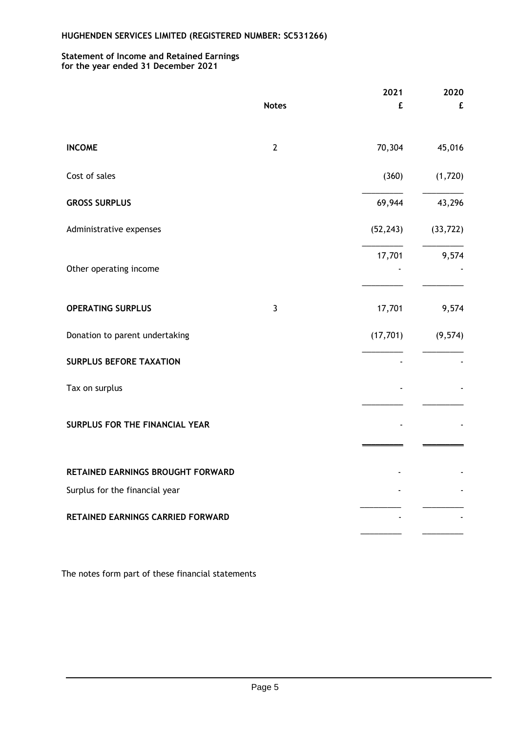**HUGHENDEN SERVICES LIMITED (REGISTERED NUMBER: SC531266)**

**Statement of Income and Retained Earnings**
**for the year ended 31 December 2021**

| | Notes | 2021 £ | 2020 £ |
|---|---|---|---|
| **INCOME** | 2 | 70,304 | 45,016 |
| Cost of sales | | (360) | (1,720) |
| **GROSS SURPLUS** | | 69,944 | 43,296 |
| Administrative expenses | | (52,243) | (33,722) |
| | | 17,701 | 9,574 |
| Other operating income | | - | - |
| **OPERATING SURPLUS** | 3 | 17,701 | 9,574 |
| Donation to parent undertaking | | (17,701) | (9,574) |
| **SURPLUS BEFORE TAXATION** | | - | - |
| Tax on surplus | | - | - |
| **SURPLUS FOR THE FINANCIAL YEAR** | | - | - |
| **RETAINED EARNINGS BROUGHT FORWARD** | | - | - |
| Surplus for the financial year | | - | - |
| **RETAINED EARNINGS CARRIED FORWARD** | | - | - |

The notes form part of these financial statements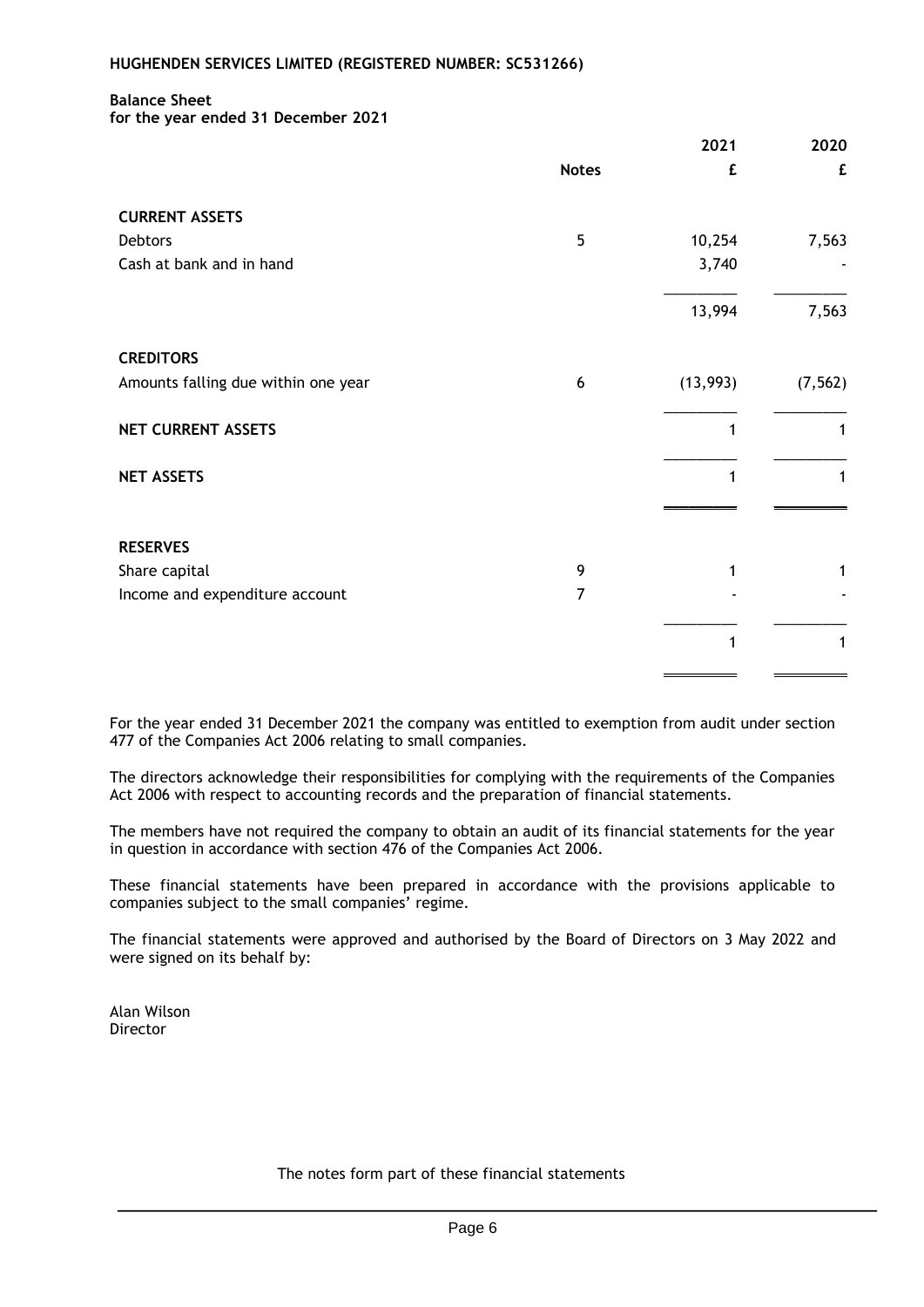**HUGHENDEN SERVICES LIMITED (REGISTERED NUMBER: SC531266)**

**Balance Sheet**
**for the year ended 31 December 2021**

| | Notes | 2021 £ | 2020 £ |
|---|---|---|---|
| **CURRENT ASSETS** | | | |
| Debtors | 5 | 10,254 | 7,563 |
| Cash at bank and in hand | | 3,740 | - |
| | | 13,994 | 7,563 |
| **CREDITORS** | | | |
| Amounts falling due within one year | 6 | (13,993) | (7,562) |
| **NET CURRENT ASSETS** | | 1 | 1 |
| **NET ASSETS** | | 1 | 1 |
| **RESERVES** | | | |
| Share capital | 9 | 1 | 1 |
| Income and expenditure account | 7 | - | - |
| | | 1 | 1 |

For the year ended 31 December 2021 the company was entitled to exemption from audit under section 477 of the Companies Act 2006 relating to small companies.

The directors acknowledge their responsibilities for complying with the requirements of the Companies Act 2006 with respect to accounting records and the preparation of financial statements.

The members have not required the company to obtain an audit of its financial statements for the year in question in accordance with section 476 of the Companies Act 2006.

These financial statements have been prepared in accordance with the provisions applicable to companies subject to the small companies' regime.

The financial statements were approved and authorised by the Board of Directors on 3 May 2022 and were signed on its behalf by:

Alan Wilson
Director

The notes form part of these financial statements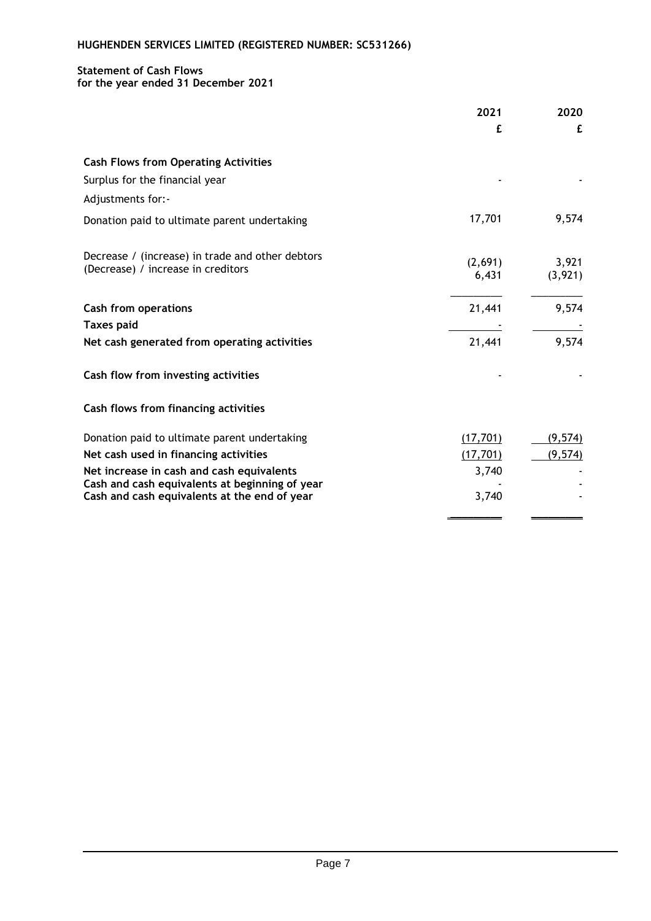**HUGHENDEN SERVICES LIMITED (REGISTERED NUMBER: SC531266)**

**Statement of Cash Flows**
**for the year ended 31 December 2021**

| | 2021 | 2020 |
|---|---|---|
| | £ | £ |
| **Cash Flows from Operating Activities** | | |
| Surplus for the financial year | - | - |
| Adjustments for:- | | |
| Donation paid to ultimate parent undertaking | 17,701 | 9,574 |
| Decrease / (increase) in trade and other debtors | (2,691) | 3,921 |
| (Decrease) / increase in creditors | 6,431 | (3,921) |
| **Cash from operations** | 21,441 | 9,574 |
| **Taxes paid** | - | - |
| **Net cash generated from operating activities** | 21,441 | 9,574 |
| **Cash flow from investing activities** | - | - |
| **Cash flows from financing activities** | | |
| Donation paid to ultimate parent undertaking | (17,701) | (9,574) |
| **Net cash used in financing activities** | (17,701) | (9,574) |
| **Net increase in cash and cash equivalents** | 3,740 | - |
| **Cash and cash equivalents at beginning of year** | - | - |
| **Cash and cash equivalents at the end of year** | 3,740 | - |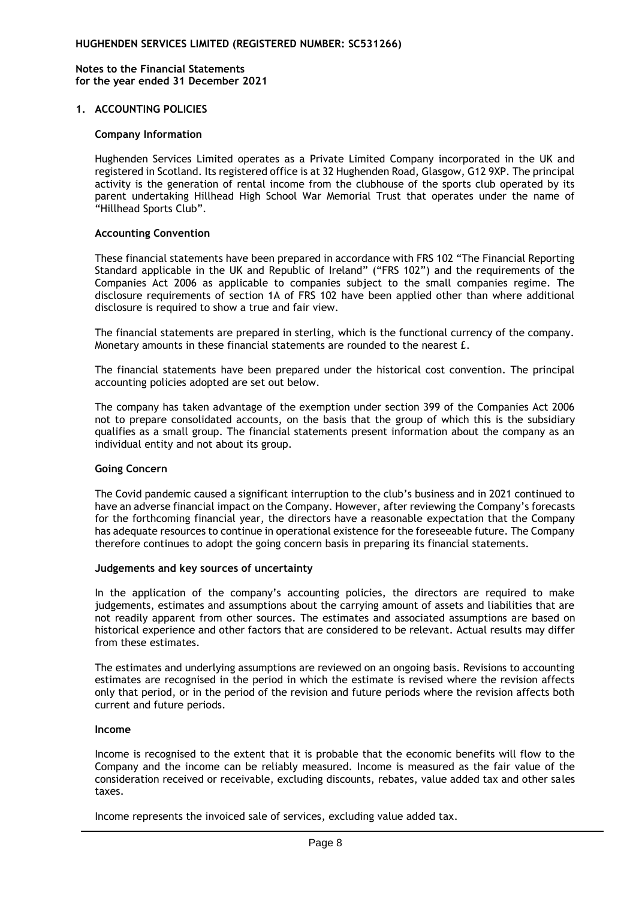**HUGHENDEN SERVICES LIMITED (REGISTERED NUMBER: SC531266)**

**Notes to the Financial Statements**
**for the year ended 31 December 2021**

## 1. ACCOUNTING POLICIES

### Company Information

Hughenden Services Limited operates as a Private Limited Company incorporated in the UK and registered in Scotland. Its registered office is at 32 Hughenden Road, Glasgow, G12 9XP. The principal activity is the generation of rental income from the clubhouse of the sports club operated by its parent undertaking Hillhead High School War Memorial Trust that operates under the name of "Hillhead Sports Club".

### Accounting Convention

These financial statements have been prepared in accordance with FRS 102 "The Financial Reporting Standard applicable in the UK and Republic of Ireland" ("FRS 102") and the requirements of the Companies Act 2006 as applicable to companies subject to the small companies regime. The disclosure requirements of section 1A of FRS 102 have been applied other than where additional disclosure is required to show a true and fair view.

The financial statements are prepared in sterling, which is the functional currency of the company. Monetary amounts in these financial statements are rounded to the nearest £.

The financial statements have been prepared under the historical cost convention. The principal accounting policies adopted are set out below.

The company has taken advantage of the exemption under section 399 of the Companies Act 2006 not to prepare consolidated accounts, on the basis that the group of which this is the subsidiary qualifies as a small group. The financial statements present information about the company as an individual entity and not about its group.

### Going Concern

The Covid pandemic caused a significant interruption to the club's business and in 2021 continued to have an adverse financial impact on the Company. However, after reviewing the Company's forecasts for the forthcoming financial year, the directors have a reasonable expectation that the Company has adequate resources to continue in operational existence for the foreseeable future. The Company therefore continues to adopt the going concern basis in preparing its financial statements.

### Judgements and key sources of uncertainty

In the application of the company's accounting policies, the directors are required to make judgements, estimates and assumptions about the carrying amount of assets and liabilities that are not readily apparent from other sources. The estimates and associated assumptions are based on historical experience and other factors that are considered to be relevant. Actual results may differ from these estimates.

The estimates and underlying assumptions are reviewed on an ongoing basis. Revisions to accounting estimates are recognised in the period in which the estimate is revised where the revision affects only that period, or in the period of the revision and future periods where the revision affects both current and future periods.

### Income

Income is recognised to the extent that it is probable that the economic benefits will flow to the Company and the income can be reliably measured. Income is measured as the fair value of the consideration received or receivable, excluding discounts, rebates, value added tax and other sales taxes.

Income represents the invoiced sale of services, excluding value added tax.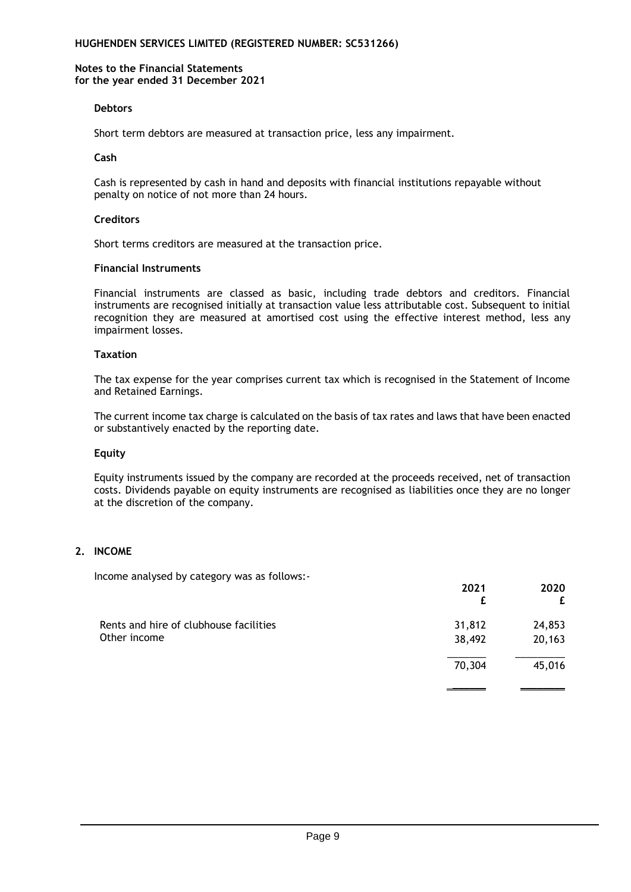HUGHENDEN SERVICES LIMITED (REGISTERED NUMBER: SC531266)

**Notes to the Financial Statements**
**for the year ended 31 December 2021**

**Debtors**

Short term debtors are measured at transaction price, less any impairment.

**Cash**

Cash is represented by cash in hand and deposits with financial institutions repayable without penalty on notice of not more than 24 hours.

**Creditors**

Short terms creditors are measured at the transaction price.

**Financial Instruments**

Financial instruments are classed as basic, including trade debtors and creditors. Financial instruments are recognised initially at transaction value less attributable cost. Subsequent to initial recognition they are measured at amortised cost using the effective interest method, less any impairment losses.

**Taxation**

The tax expense for the year comprises current tax which is recognised in the Statement of Income and Retained Earnings.

The current income tax charge is calculated on the basis of tax rates and laws that have been enacted or substantively enacted by the reporting date.

**Equity**

Equity instruments issued by the company are recorded at the proceeds received, net of transaction costs. Dividends payable on equity instruments are recognised as liabilities once they are no longer at the discretion of the company.

## 2. INCOME

Income analysed by category was as follows:-

| | 2021<br>£ | 2020<br>£ |
|---|---|---|
| Rents and hire of clubhouse facilities | 31,812 | 24,853 |
| Other income | 38,492 | 20,163 |
| | 70,304 | 45,016 |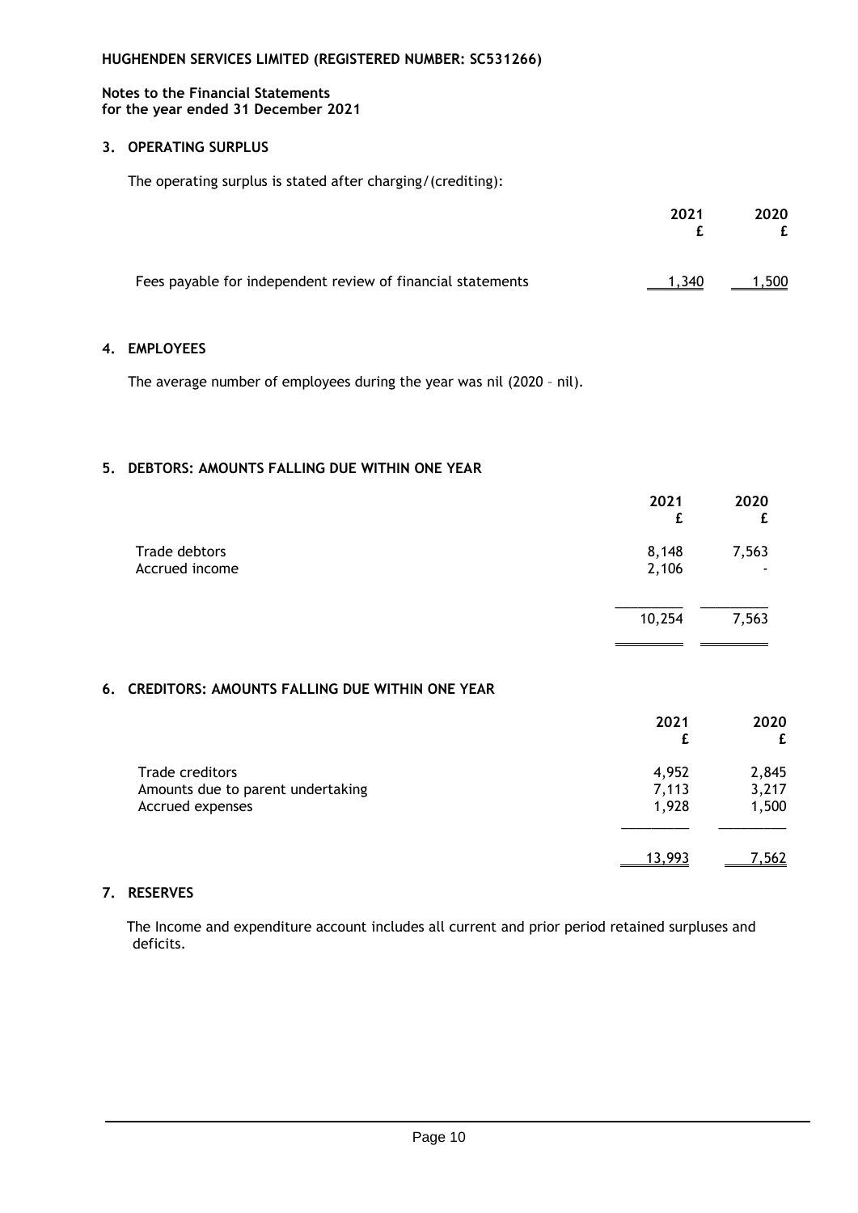**HUGHENDEN SERVICES LIMITED (REGISTERED NUMBER: SC531266)**

**Notes to the Financial Statements**
**for the year ended 31 December 2021**

## 3. OPERATING SURPLUS

The operating surplus is stated after charging/(crediting):

| | 2021<br>£ | 2020<br>£ |
|---|---|---|
| Fees payable for independent review of financial statements | 1,340 | 1,500 |

## 4. EMPLOYEES

The average number of employees during the year was nil (2020 – nil).

## 5. DEBTORS: AMOUNTS FALLING DUE WITHIN ONE YEAR

| | 2021<br>£ | 2020<br>£ |
|---|---|---|
| Trade debtors | 8,148 | 7,563 |
| Accrued income | 2,106 | - |
| | 10,254 | 7,563 |

## 6. CREDITORS: AMOUNTS FALLING DUE WITHIN ONE YEAR

| | 2021<br>£ | 2020<br>£ |
|---|---|---|
| Trade creditors | 4,952 | 2,845 |
| Amounts due to parent undertaking | 7,113 | 3,217 |
| Accrued expenses | 1,928 | 1,500 |
| | 13,993 | 7,562 |

## 7. RESERVES

The Income and expenditure account includes all current and prior period retained surpluses and deficits.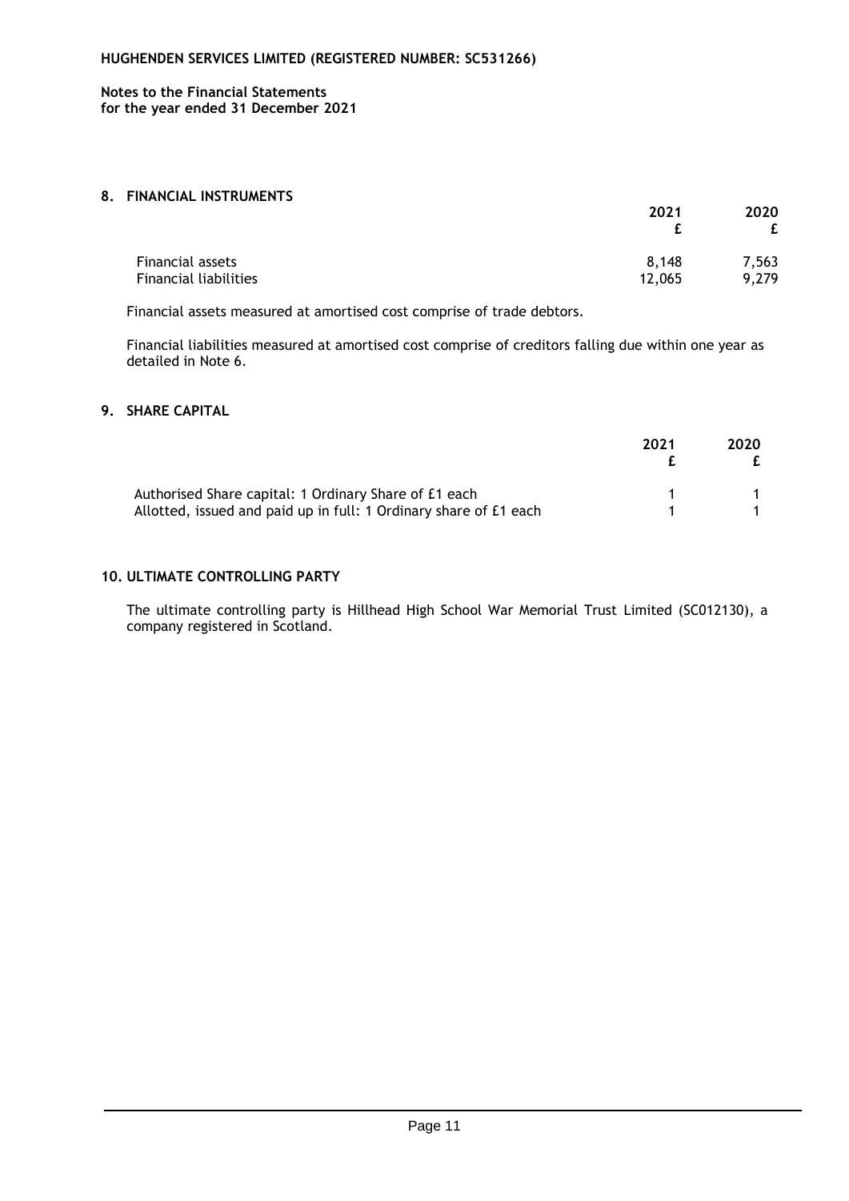**HUGHENDEN SERVICES LIMITED (REGISTERED NUMBER: SC531266)**

**Notes to the Financial Statements**
**for the year ended 31 December 2021**

## 8. FINANCIAL INSTRUMENTS

| | 2021 £ | 2020 £ |
|---|---|---|
| Financial assets | 8,148 | 7,563 |
| Financial liabilities | 12,065 | 9,279 |

Financial assets measured at amortised cost comprise of trade debtors.

Financial liabilities measured at amortised cost comprise of creditors falling due within one year as detailed in Note 6.

## 9. SHARE CAPITAL

| | 2021 £ | 2020 £ |
|---|---|---|
| Authorised Share capital: 1 Ordinary Share of £1 each | 1 | 1 |
| Allotted, issued and paid up in full: 1 Ordinary share of £1 each | 1 | 1 |

## 10. ULTIMATE CONTROLLING PARTY

The ultimate controlling party is Hillhead High School War Memorial Trust Limited (SC012130), a company registered in Scotland.